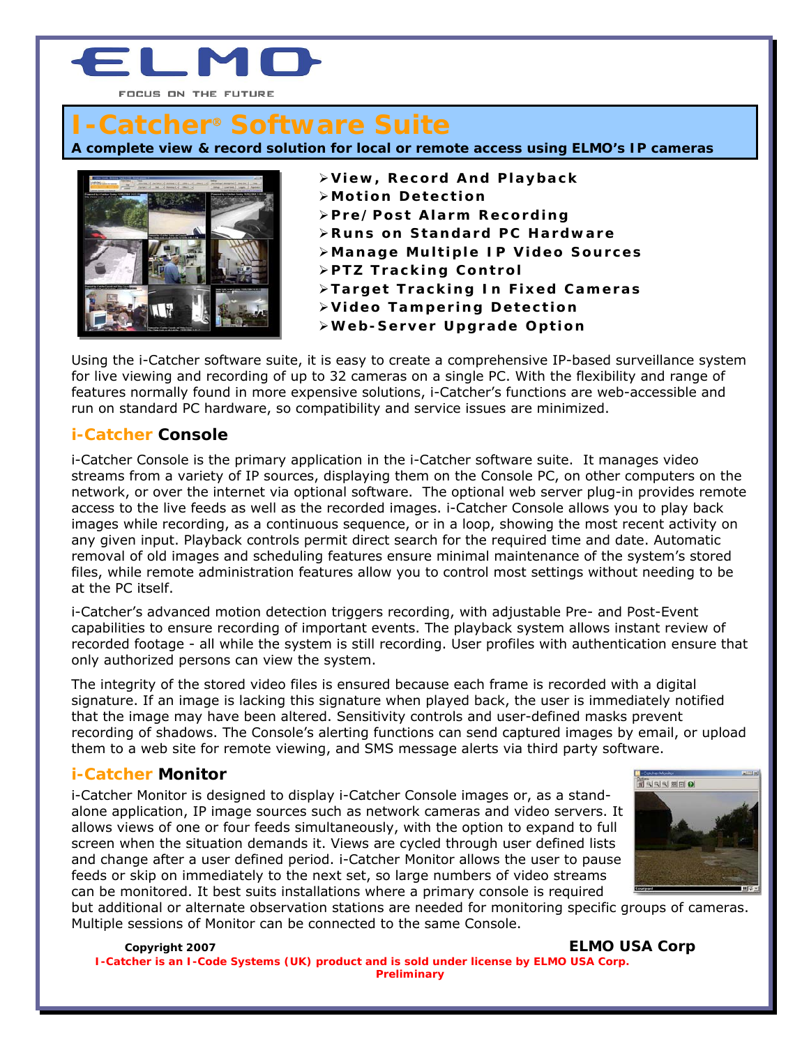ELMO

FOCUS ON THE FUTURE

# I-Catcher® Software Suite

**A complete view & record solution for local or remote access using ELMO's IP cameras**

- **View, Record And Playback**
- **Motion Detection**
- **Pre/Post Alarm Recording**
- **Runs on Standard PC Hardware**
- **Manage Multiple IP Video Sources**
- **PTZ Tracking Control**
- **Target Tracking In Fixed Cameras**
- **Video Tampering Detection**
- **Web-Server Upgrade Option**

Using the i-Catcher software suite, it is easy to create a comprehensive IP-based surveillance system for live viewing and recording of up to 32 cameras on a single PC. With the flexibility and range of features normally found in more expensive solutions, i-Catcher's functions are web-accessible and run on standard PC hardware, so compatibility and service issues are minimized.

## i-Catcher Console

i-Catcher Console is the primary application in the i-Catcher software suite. It manages video streams from a variety of IP sources, displaying them on the Console PC, on other computers on the network, or over the internet via optional software. The optional web server plug-in provides remote access to the live feeds as well as the recorded images. i-Catcher Console allows you to play back images while recording, as a continuous sequence, or in a loop, showing the most recent activity on any given input. Playback controls permit direct search for the required time and date. Automatic removal of old images and scheduling features ensure minimal maintenance of the system's stored files, while remote administration features allow you to control most settings without needing to be at the PC itself.

i-Catcher's advanced motion detection triggers recording, with adjustable Pre- and Post-Event capabilities to ensure recording of important events. The playback system allows instant review of recorded footage - all while the system is still recording. User profiles with authentication ensure that only authorized persons can view the system.

The integrity of the stored video files is ensured because each frame is recorded with a digital signature. If an image is lacking this signature when played back, the user is immediately notified that the image may have been altered. Sensitivity controls and user-defined masks prevent recording of shadows. The Console's alerting functions can send captured images by email, or upload them to a web site for remote viewing, and SMS message alerts via third party software.

## i-Catcher Monitor

i-Catcher Monitor is designed to display i-Catcher Console images or, as a stand-alone application, IP image sources such as network cameras and video servers. It allows views of one or four feeds simultaneously, with the option to expand to full screen when the situation demands it. Views are cycled through user defined lists and change after a user defined period. i-Catcher Monitor allows the user to pause feeds or skip on immediately to the next set, so large numbers of video streams can be monitored. It best suits installations where a primary console is required but additional or alternate observation stations are needed for monitoring specific groups of cameras. Multiple sessions of Monitor can be connected to the same Console.

**Copyright 2007** **ELMO USA Corp**

**I-Catcher is an I-Code Systems (UK) product and is sold under license by ELMO USA Corp.**

**Preliminary**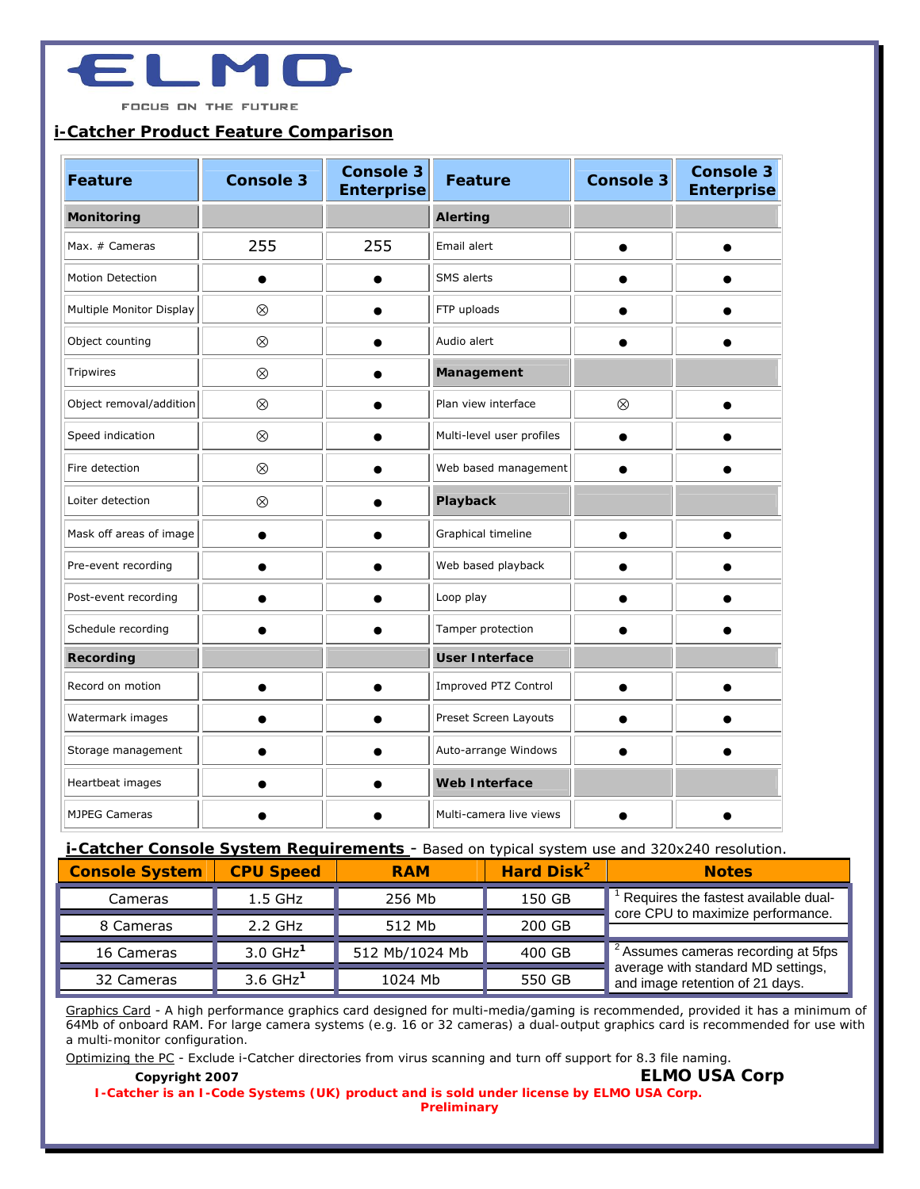ELMO

FOCUS ON THE FUTURE

## i-Catcher Product Feature Comparison

| Feature | Console 3 | Console 3 Enterprise | Feature | Console 3 | Console 3 Enterprise |
|---|---|---|---|---|---|
| **Monitoring** | | | **Alerting** | | |
| Max. # Cameras | 255 | 255 | Email alert | ● | ● |
| Motion Detection | ● | ● | SMS alerts | ● | ● |
| Multiple Monitor Display | ⊗ | ● | FTP uploads | ● | ● |
| Object counting | ⊗ | ● | Audio alert | ● | ● |
| Tripwires | ⊗ | ● | **Management** | | |
| Object removal/addition | ⊗ | ● | Plan view interface | ⊗ | ● |
| Speed indication | ⊗ | ● | Multi-level user profiles | ● | ● |
| Fire detection | ⊗ | ● | Web based management | ● | ● |
| Loiter detection | ⊗ | ● | **Playback** | | |
| Mask off areas of image | ● | ● | Graphical timeline | ● | ● |
| Pre-event recording | ● | ● | Web based playback | ● | ● |
| Post-event recording | ● | ● | Loop play | ● | ● |
| Schedule recording | ● | ● | Tamper protection | ● | ● |
| **Recording** | | | **User Interface** | | |
| Record on motion | ● | ● | Improved PTZ Control | ● | ● |
| Watermark images | ● | ● | Preset Screen Layouts | ● | ● |
| Storage management | ● | ● | Auto-arrange Windows | ● | ● |
| Heartbeat images | ● | ● | **Web Interface** | | |
| MJPEG Cameras | ● | ● | Multi-camera live views | ● | ● |

**i-Catcher Console System Requirements** - Based on typical system use and 320x240 resolution.

| Console System | CPU Speed | RAM | Hard Disk[2] | Notes |
|---|---|---|---|---|
| Cameras | 1.5 GHz | 256 Mb | 150 GB | [1] Requires the fastest available dual-core CPU to maximize performance. |
| 8 Cameras | 2.2 GHz | 512 Mb | 200 GB | |
| 16 Cameras | 3.0 GHz[1] | 512 Mb/1024 Mb | 400 GB | [2] Assumes cameras recording at 5fps average with standard MD settings, and image retention of 21 days. |
| 32 Cameras | 3.6 GHz[1] | 1024 Mb | 550 GB | |

Graphics Card - A high performance graphics card designed for multi-media/gaming is recommended, provided it has a minimum of 64Mb of onboard RAM. For large camera systems (e.g. 16 or 32 cameras) a dual-output graphics card is recommended for use with a multi-monitor configuration.

Optimizing the PC - Exclude i-Catcher directories from virus scanning and turn off support for 8.3 file naming.

**Copyright 2007** **ELMO USA Corp**

**I-Catcher is an I-Code Systems (UK) product and is sold under license by ELMO USA Corp.**

**Preliminary**